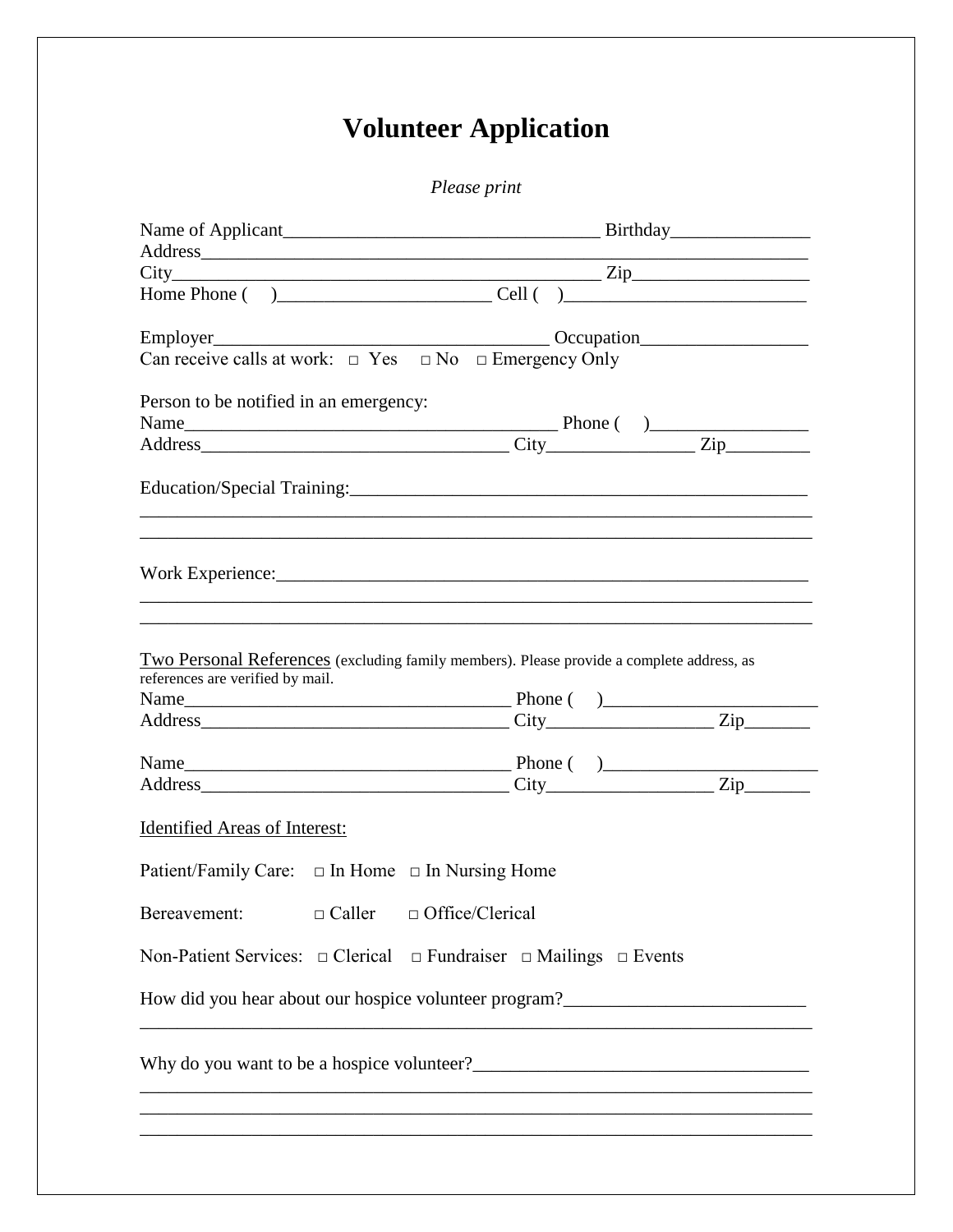# Volunteer Application

*Please print*

Name of Applicant__________________________________ Birthday_______________

Address_____________________________________________________________

City___________________________________________ Zip___________________

Home Phone (    )_______________________ Cell (   )__________________________

Employer____________________________________ Occupation__________________

Can receive calls at work: □ Yes □ No □ Emergency Only

Person to be notified in an emergency:

Name_________________________________________ Phone (    )_________________

Address_________________________________ City________________ Zip_________

Education/Special Training:___________________________________________________

_____________________________________________________________________

_____________________________________________________________________

Work Experience:____________________________________________________________

_____________________________________________________________________

_____________________________________________________________________

<u>Two Personal References</u> (excluding family members). Please provide a complete address, as references are verified by mail.

Name___________________________________ Phone (    )_______________________

Address_________________________________ City__________________ Zip_______

Name___________________________________ Phone (    )_______________________

Address_________________________________ City__________________ Zip_______

<u>Identified Areas of Interest:</u>

Patient/Family Care: □ In Home □ In Nursing Home

Bereavement: □ Caller □ Office/Clerical

Non-Patient Services: □ Clerical □ Fundraiser □ Mailings □ Events

How did you hear about our hospice volunteer program?__________________________

_____________________________________________________________________

Why do you want to be a hospice volunteer?___________________________________

_____________________________________________________________________

_____________________________________________________________________

_____________________________________________________________________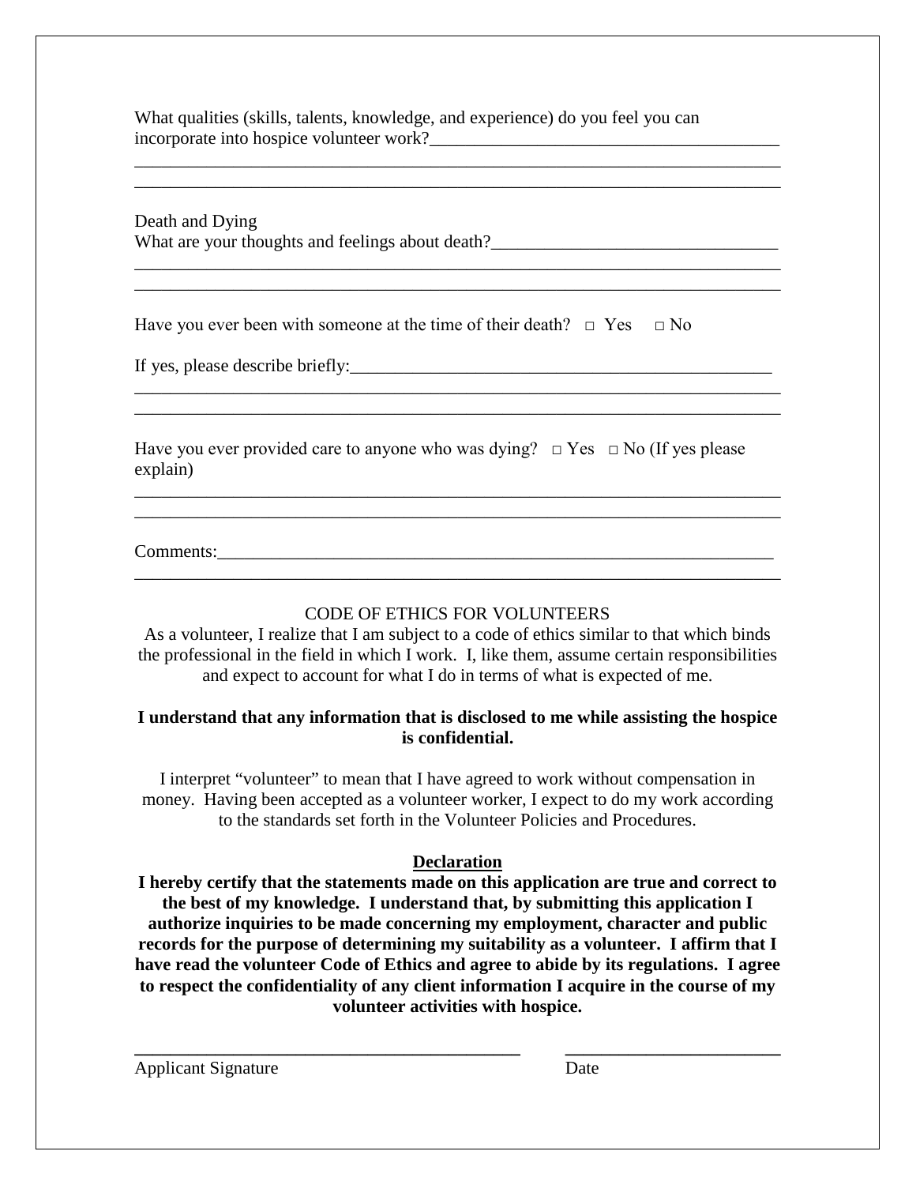What qualities (skills, talents, knowledge, and experience) do you feel you can incorporate into hospice volunteer work?_______________________________________

___________________________________________________________________________

___________________________________________________________________________

Death and Dying

What are your thoughts and feelings about death?________________________________

___________________________________________________________________________

___________________________________________________________________________

Have you ever been with someone at the time of their death? □ Yes □ No

If yes, please describe briefly:_________________________________________________

___________________________________________________________________________

___________________________________________________________________________

Have you ever provided care to anyone who was dying? □ Yes □ No (If yes please explain)

___________________________________________________________________________

___________________________________________________________________________

Comments:_______________________________________________________________

___________________________________________________________________________

## CODE OF ETHICS FOR VOLUNTEERS

As a volunteer, I realize that I am subject to a code of ethics similar to that which binds the professional in the field in which I work. I, like them, assume certain responsibilities and expect to account for what I do in terms of what is expected of me.

**I understand that any information that is disclosed to me while assisting the hospice is confidential.**

I interpret "volunteer" to mean that I have agreed to work without compensation in money. Having been accepted as a volunteer worker, I expect to do my work according to the standards set forth in the Volunteer Policies and Procedures.

## Declaration

**I hereby certify that the statements made on this application are true and correct to the best of my knowledge. I understand that, by submitting this application I authorize inquiries to be made concerning my employment, character and public records for the purpose of determining my suitability as a volunteer. I affirm that I have read the volunteer Code of Ethics and agree to abide by its regulations. I agree to respect the confidentiality of any client information I acquire in the course of my volunteer activities with hospice.**

_____________________________________________ ________________________

Applicant Signature Date